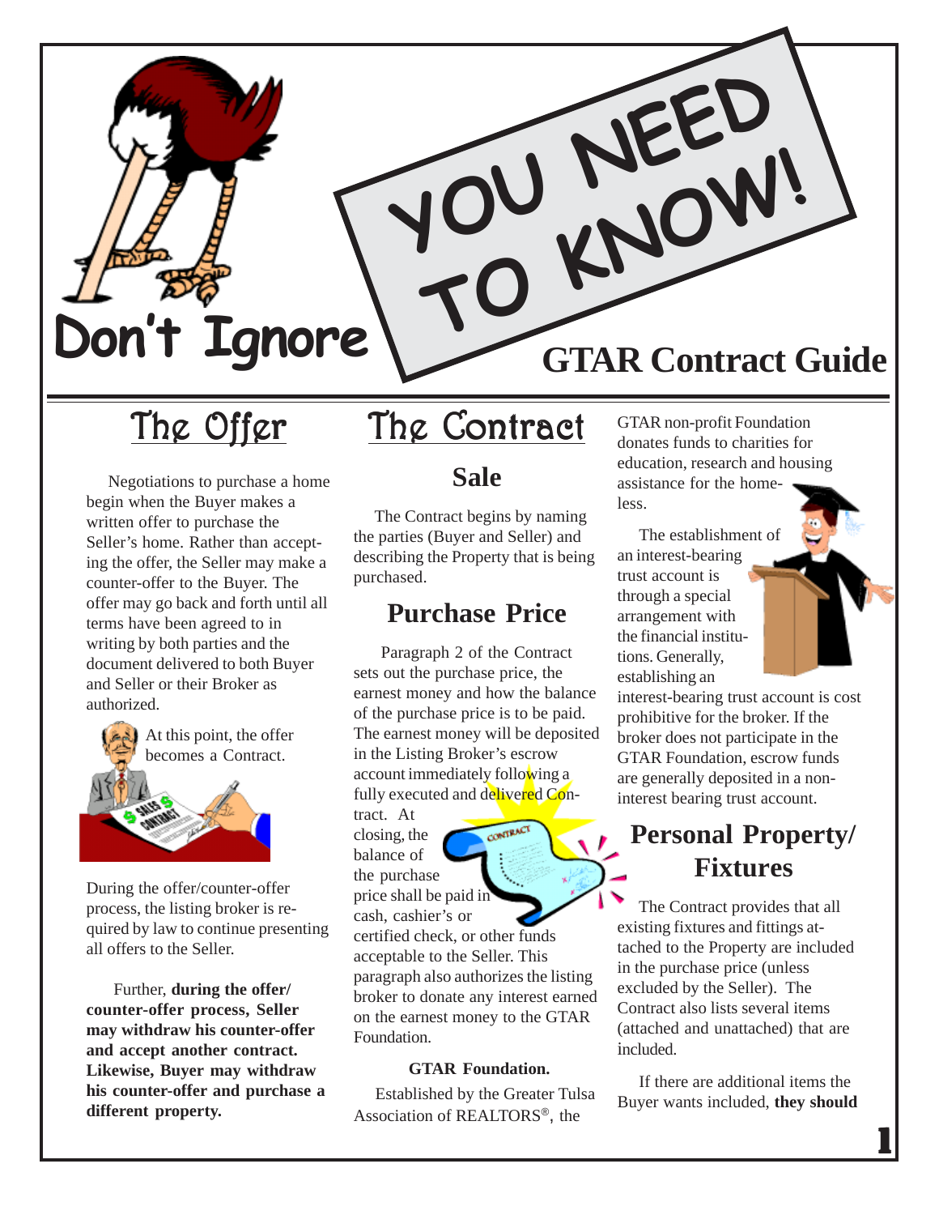# Don't Ignore — YOU NEED TO KNOW!

# GTAR Contract Guide

## The Offer

Negotiations to purchase a home begin when the Buyer makes a written offer to purchase the Seller's home. Rather than accepting the offer, the Seller may make a counter-offer to the Buyer. The offer may go back and forth until all terms have been agreed to in writing by both parties and the document delivered to both Buyer and Seller or their Broker as authorized.

At this point, the offer becomes a Contract.

During the offer/counter-offer process, the listing broker is required by law to continue presenting all offers to the Seller.

Further, **during the offer/counter-offer process, Seller may withdraw his counter-offer and accept another contract. Likewise, Buyer may withdraw his counter-offer and purchase a different property.**

## The Contract

### Sale

The Contract begins by naming the parties (Buyer and Seller) and describing the Property that is being purchased.

### Purchase Price

Paragraph 2 of the Contract sets out the purchase price, the earnest money and how the balance of the purchase price is to be paid. The earnest money will be deposited in the Listing Broker's escrow account immediately following a fully executed and delivered Contract. At closing, the balance of the purchase price shall be paid in cash, cashier's or certified check, or other funds acceptable to the Seller. This paragraph also authorizes the listing broker to donate any interest earned on the earnest money to the GTAR Foundation.

**GTAR Foundation.**

Established by the Greater Tulsa Association of REALTORS®, the GTAR non-profit Foundation donates funds to charities for education, research and housing assistance for the homeless.

The establishment of an interest-bearing trust account is through a special arrangement with the financial institutions. Generally, establishing an interest-bearing trust account is cost prohibitive for the broker. If the broker does not participate in the GTAR Foundation, escrow funds are generally deposited in a non-interest bearing trust account.

### Personal Property/ Fixtures

The Contract provides that all existing fixtures and fittings attached to the Property are included in the purchase price (unless excluded by the Seller). The Contract also lists several items (attached and unattached) that are included.

If there are additional items the Buyer wants included, **they should**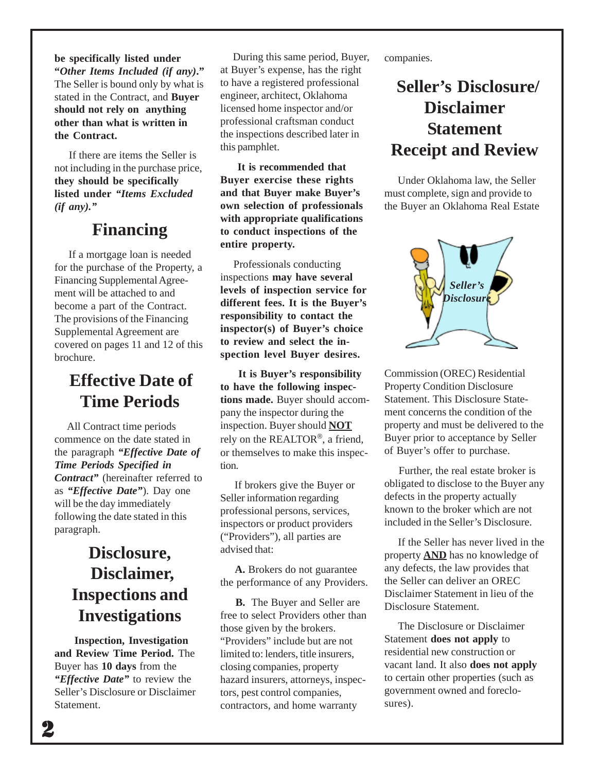**be specifically listed under "*Other Items Included (if any)*."** The Seller is bound only by what is stated in the Contract, and **Buyer should not rely on anything other than what is written in the Contract.**

If there are items the Seller is not including in the purchase price, **they should be specifically listed under *"Items Excluded (if any)."***

## Financing

If a mortgage loan is needed for the purchase of the Property, a Financing Supplemental Agreement will be attached to and become a part of the Contract. The provisions of the Financing Supplemental Agreement are covered on pages 11 and 12 of this brochure.

## Effective Date of Time Periods

All Contract time periods commence on the date stated in the paragraph ***"Effective Date of Time Periods Specified in Contract"*** (hereinafter referred to as ***"Effective Date"***). Day one will be the day immediately following the date stated in this paragraph.

## Disclosure, Disclaimer, Inspections and Investigations

**Inspection, Investigation and Review Time Period.** The Buyer has **10 days** from the ***"Effective Date"*** to review the Seller's Disclosure or Disclaimer Statement.

During this same period, Buyer, at Buyer's expense, has the right to have a registered professional engineer, architect, Oklahoma licensed home inspector and/or professional craftsman conduct the inspections described later in this pamphlet.

**It is recommended that Buyer exercise these rights and that Buyer make Buyer's own selection of professionals with appropriate qualifications to conduct inspections of the entire property.**

Professionals conducting inspections **may have several levels of inspection service for different fees. It is the Buyer's responsibility to contact the inspector(s) of Buyer's choice to review and select the inspection level Buyer desires.**

**It is Buyer's responsibility to have the following inspections made.** Buyer should accompany the inspector during the inspection. Buyer should **NOT** rely on the REALTOR®, a friend, or themselves to make this inspection.

If brokers give the Buyer or Seller information regarding professional persons, services, inspectors or product providers ("Providers"), all parties are advised that:

**A.** Brokers do not guarantee the performance of any Providers.

**B.** The Buyer and Seller are free to select Providers other than those given by the brokers. "Providers" include but are not limited to: lenders, title insurers, closing companies, property hazard insurers, attorneys, inspectors, pest control companies, contractors, and home warranty companies.

## Seller's Disclosure/ Disclaimer Statement Receipt and Review

Under Oklahoma law, the Seller must complete, sign and provide to the Buyer an Oklahoma Real Estate Commission (OREC) Residential Property Condition Disclosure Statement. This Disclosure Statement concerns the condition of the property and must be delivered to the Buyer prior to acceptance by Seller of Buyer's offer to purchase.

Further, the real estate broker is obligated to disclose to the Buyer any defects in the property actually known to the broker which are not included in the Seller's Disclosure.

If the Seller has never lived in the property **AND** has no knowledge of any defects, the law provides that the Seller can deliver an OREC Disclaimer Statement in lieu of the Disclosure Statement.

The Disclosure or Disclaimer Statement **does not apply** to residential new construction or vacant land. It also **does not apply** to certain other properties (such as government owned and foreclosures).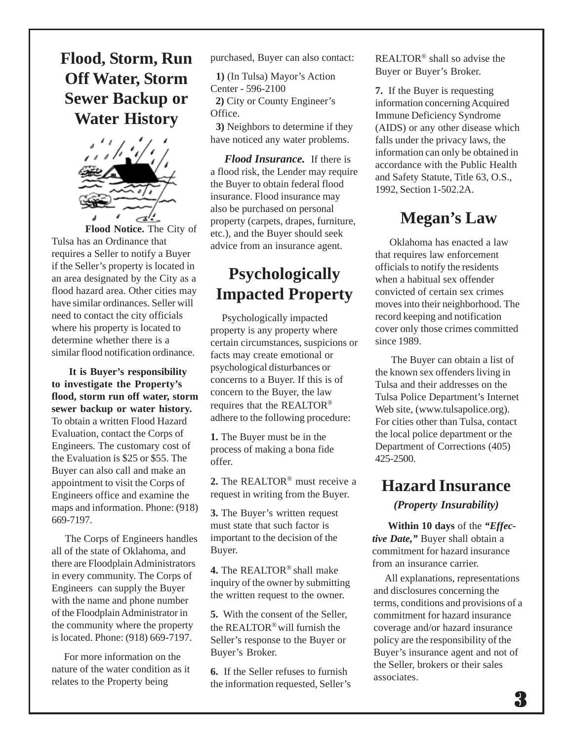# Flood, Storm, Run Off Water, Storm Sewer Backup or Water History

**Flood Notice.** The City of Tulsa has an Ordinance that requires a Seller to notify a Buyer if the Seller's property is located in an area designated by the City as a flood hazard area. Other cities may have similar ordinances. Seller will need to contact the city officials where his property is located to determine whether there is a similar flood notification ordinance.

**It is Buyer's responsibility to investigate the Property's flood, storm run off water, storm sewer backup or water history.** To obtain a written Flood Hazard Evaluation, contact the Corps of Engineers. The customary cost of the Evaluation is $25 or $55. The Buyer can also call and make an appointment to visit the Corps of Engineers office and examine the maps and information. Phone: (918) 669-7197.

The Corps of Engineers handles all of the state of Oklahoma, and there are Floodplain Administrators in every community. The Corps of Engineers can supply the Buyer with the name and phone number of the Floodplain Administrator in the community where the property is located. Phone: (918) 669-7197.

For more information on the nature of the water condition as it relates to the Property being purchased, Buyer can also contact:

**1)** (In Tulsa) Mayor's Action Center - 596-2100
**2)** City or County Engineer's Office.
**3)** Neighbors to determine if they have noticed any water problems.

***Flood Insurance.*** If there is a flood risk, the Lender may require the Buyer to obtain federal flood insurance. Flood insurance may also be purchased on personal property (carpets, drapes, furniture, etc.), and the Buyer should seek advice from an insurance agent.

# Psychologically Impacted Property

Psychologically impacted property is any property where certain circumstances, suspicions or facts may create emotional or psychological disturbances or concerns to a Buyer. If this is of concern to the Buyer, the law requires that the REALTOR® adhere to the following procedure:

**1.** The Buyer must be in the process of making a bona fide offer.

**2.** The REALTOR® must receive a request in writing from the Buyer.

**3.** The Buyer's written request must state that such factor is important to the decision of the Buyer.

**4.** The REALTOR® shall make inquiry of the owner by submitting the written request to the owner.

**5.** With the consent of the Seller, the REALTOR® will furnish the Seller's response to the Buyer or Buyer's Broker.

**6.** If the Seller refuses to furnish the information requested, Seller's REALTOR® shall so advise the Buyer or Buyer's Broker.

**7.** If the Buyer is requesting information concerning Acquired Immune Deficiency Syndrome (AIDS) or any other disease which falls under the privacy laws, the information can only be obtained in accordance with the Public Health and Safety Statute, Title 63, O.S., 1992, Section 1-502.2A.

# Megan's Law

Oklahoma has enacted a law that requires law enforcement officials to notify the residents when a habitual sex offender convicted of certain sex crimes moves into their neighborhood. The record keeping and notification cover only those crimes committed since 1989.

The Buyer can obtain a list of the known sex offenders living in Tulsa and their addresses on the Tulsa Police Department's Internet Web site, (www.tulsapolice.org). For cities other than Tulsa, contact the local police department or the Department of Corrections (405) 425-2500.

# Hazard Insurance

***(Property Insurability)***

**Within 10 days** of the ***"Effective Date,"*** Buyer shall obtain a commitment for hazard insurance from an insurance carrier.

All explanations, representations and disclosures concerning the terms, conditions and provisions of a commitment for hazard insurance coverage and/or hazard insurance policy are the responsibility of the Buyer's insurance agent and not of the Seller, brokers or their sales associates.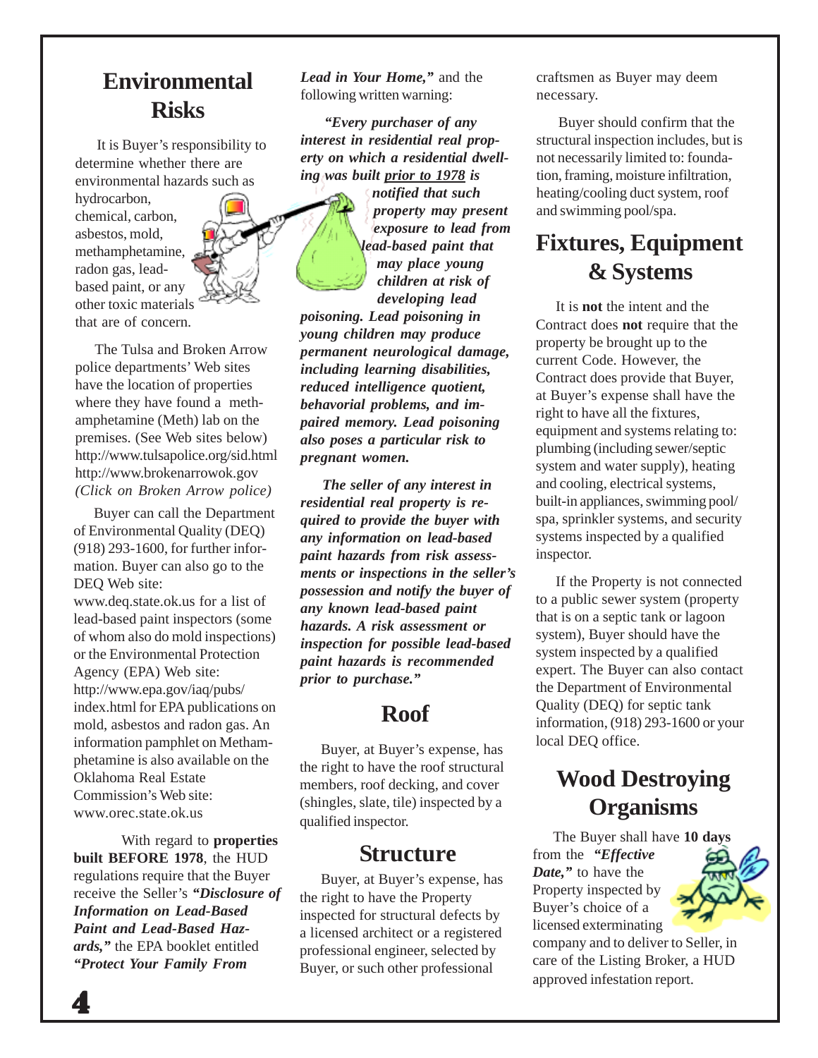## Environmental Risks

It is Buyer's responsibility to determine whether there are environmental hazards such as hydrocarbon, chemical, carbon, asbestos, mold, methamphetamine, radon gas, lead-based paint, or any other toxic materials that are of concern.

The Tulsa and Broken Arrow police departments' Web sites have the location of properties where they have found a methamphetamine (Meth) lab on the premises. (See Web sites below)
http://www.tulsapolice.org/sid.html
http://www.brokenarrowok.gov
*(Click on Broken Arrow police)*

Buyer can call the Department of Environmental Quality (DEQ) (918) 293-1600, for further information. Buyer can also go to the DEQ Web site:
www.deq.state.ok.us for a list of lead-based paint inspectors (some of whom also do mold inspections) or the Environmental Protection Agency (EPA) Web site: http://www.epa.gov/iaq/pubs/index.html for EPA publications on mold, asbestos and radon gas. An information pamphlet on Methamphetamine is also available on the Oklahoma Real Estate Commission's Web site: www.orec.state.ok.us

With regard to **properties built BEFORE 1978**, the HUD regulations require that the Buyer receive the Seller's ***"Disclosure of Information on Lead-Based Paint and Lead-Based Hazards,"*** the EPA booklet entitled ***"Protect Your Family From Lead in Your Home,"*** and the following written warning:

***"Every purchaser of any interest in residential real property on which a residential dwelling was built prior to 1978 is notified that such property may present exposure to lead from lead-based paint that may place young children at risk of developing lead poisoning. Lead poisoning in young children may produce permanent neurological damage, including learning disabilities, reduced intelligence quotient, behavorial problems, and impaired memory. Lead poisoning also poses a particular risk to pregnant women.***

***The seller of any interest in residential real property is required to provide the buyer with any information on lead-based paint hazards from risk assessments or inspections in the seller's possession and notify the buyer of any known lead-based paint hazards. A risk assessment or inspection for possible lead-based paint hazards is recommended prior to purchase."***

## Roof

Buyer, at Buyer's expense, has the right to have the roof structural members, roof decking, and cover (shingles, slate, tile) inspected by a qualified inspector.

## Structure

Buyer, at Buyer's expense, has the right to have the Property inspected for structural defects by a licensed architect or a registered professional engineer, selected by Buyer, or such other professional craftsmen as Buyer may deem necessary.

Buyer should confirm that the structural inspection includes, but is not necessarily limited to: foundation, framing, moisture infiltration, heating/cooling duct system, roof and swimming pool/spa.

## Fixtures, Equipment & Systems

It is **not** the intent and the Contract does **not** require that the property be brought up to the current Code. However, the Contract does provide that Buyer, at Buyer's expense shall have the right to have all the fixtures, equipment and systems relating to: plumbing (including sewer/septic system and water supply), heating and cooling, electrical systems, built-in appliances, swimming pool/spa, sprinkler systems, and security systems inspected by a qualified inspector.

If the Property is not connected to a public sewer system (property that is on a septic tank or lagoon system), Buyer should have the system inspected by a qualified expert. The Buyer can also contact the Department of Environmental Quality (DEQ) for septic tank information, (918) 293-1600 or your local DEQ office.

## Wood Destroying Organisms

The Buyer shall have **10 days** from the ***"Effective Date,"*** to have the Property inspected by Buyer's choice of a licensed exterminating company and to deliver to Seller, in care of the Listing Broker, a HUD approved infestation report.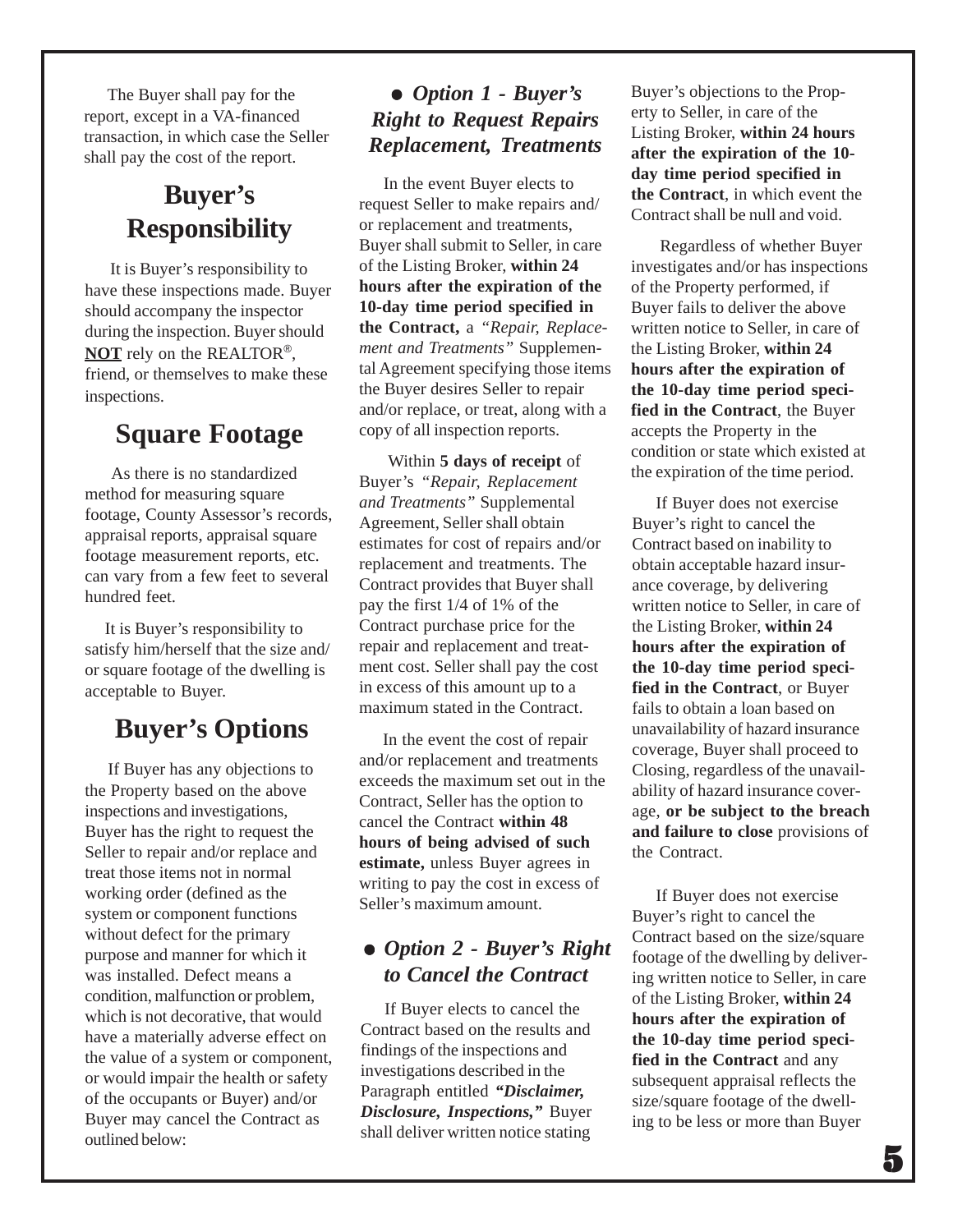The Buyer shall pay for the report, except in a VA-financed transaction, in which case the Seller shall pay the cost of the report.

## Buyer's Responsibility

It is Buyer's responsibility to have these inspections made. Buyer should accompany the inspector during the inspection. Buyer should **NOT** rely on the REALTOR®, friend, or themselves to make these inspections.

## Square Footage

As there is no standardized method for measuring square footage, County Assessor's records, appraisal reports, appraisal square footage measurement reports, etc. can vary from a few feet to several hundred feet.

It is Buyer's responsibility to satisfy him/herself that the size and/or square footage of the dwelling is acceptable to Buyer.

## Buyer's Options

If Buyer has any objections to the Property based on the above inspections and investigations, Buyer has the right to request the Seller to repair and/or replace and treat those items not in normal working order (defined as the system or component functions without defect for the primary purpose and manner for which it was installed. Defect means a condition, malfunction or problem, which is not decorative, that would have a materially adverse effect on the value of a system or component, or would impair the health or safety of the occupants or Buyer) and/or Buyer may cancel the Contract as outlined below:

### ● *Option 1 - Buyer's Right to Request Repairs Replacement, Treatments*

In the event Buyer elects to request Seller to make repairs and/or replacement and treatments, Buyer shall submit to Seller, in care of the Listing Broker, **within 24 hours after the expiration of the 10-day time period specified in the Contract,** a *"Repair, Replacement and Treatments"* Supplemental Agreement specifying those items the Buyer desires Seller to repair and/or replace, or treat, along with a copy of all inspection reports.

Within **5 days of receipt** of Buyer's *"Repair, Replacement and Treatments"* Supplemental Agreement, Seller shall obtain estimates for cost of repairs and/or replacement and treatments. The Contract provides that Buyer shall pay the first 1/4 of 1% of the Contract purchase price for the repair and replacement and treatment cost. Seller shall pay the cost in excess of this amount up to a maximum stated in the Contract.

In the event the cost of repair and/or replacement and treatments exceeds the maximum set out in the Contract, Seller has the option to cancel the Contract **within 48 hours of being advised of such estimate,** unless Buyer agrees in writing to pay the cost in excess of Seller's maximum amount.

### ● *Option 2 - Buyer's Right to Cancel the Contract*

If Buyer elects to cancel the Contract based on the results and findings of the inspections and investigations described in the Paragraph entitled ***"Disclaimer, Disclosure, Inspections,"*** Buyer shall deliver written notice stating Buyer's objections to the Property to Seller, in care of the Listing Broker, **within 24 hours after the expiration of the 10-day time period specified in the Contract**, in which event the Contract shall be null and void.

Regardless of whether Buyer investigates and/or has inspections of the Property performed, if Buyer fails to deliver the above written notice to Seller, in care of the Listing Broker, **within 24 hours after the expiration of the 10-day time period specified in the Contract**, the Buyer accepts the Property in the condition or state which existed at the expiration of the time period.

If Buyer does not exercise Buyer's right to cancel the Contract based on inability to obtain acceptable hazard insurance coverage, by delivering written notice to Seller, in care of the Listing Broker, **within 24 hours after the expiration of the 10-day time period specified in the Contract**, or Buyer fails to obtain a loan based on unavailability of hazard insurance coverage, Buyer shall proceed to Closing, regardless of the unavailability of hazard insurance coverage, **or be subject to the breach and failure to close** provisions of the Contract.

If Buyer does not exercise Buyer's right to cancel the Contract based on the size/square footage of the dwelling by delivering written notice to Seller, in care of the Listing Broker, **within 24 hours after the expiration of the 10-day time period specified in the Contract** and any subsequent appraisal reflects the size/square footage of the dwelling to be less or more than Buyer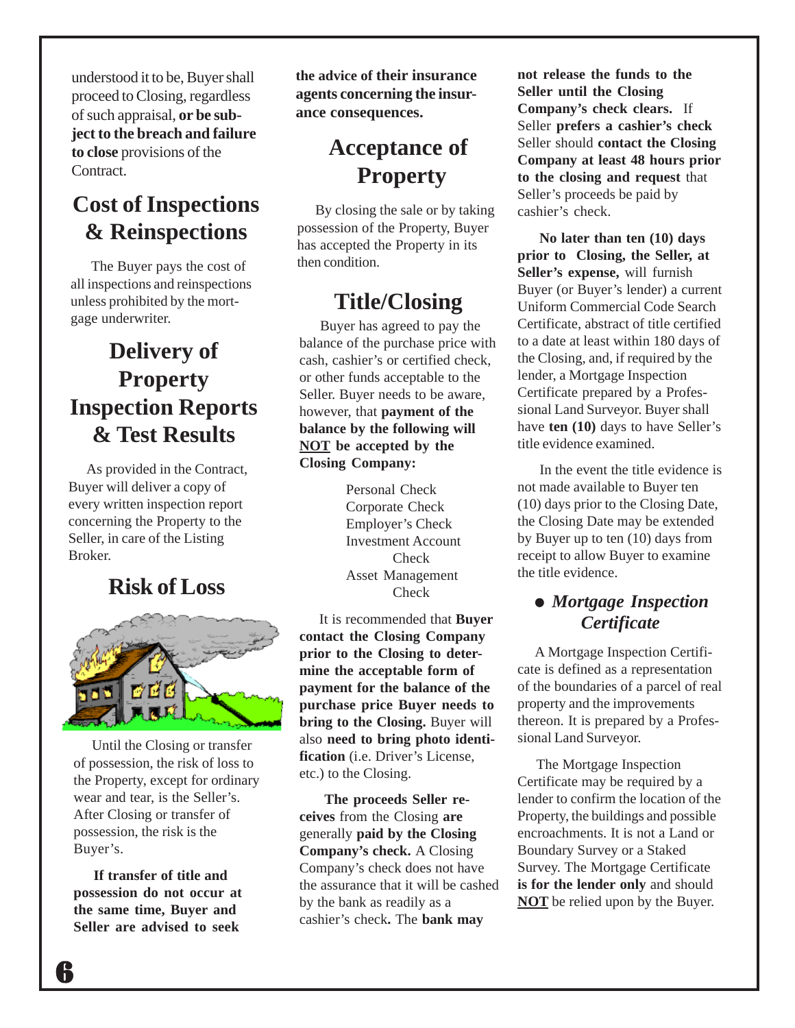understood it to be, Buyer shall proceed to Closing, regardless of such appraisal, **or be subject to the breach and failure to close** provisions of the Contract.

## Cost of Inspections & Reinspections

The Buyer pays the cost of all inspections and reinspections unless prohibited by the mortgage underwriter.

## Delivery of Property Inspection Reports & Test Results

As provided in the Contract, Buyer will deliver a copy of every written inspection report concerning the Property to the Seller, in care of the Listing Broker.

## Risk of Loss

Until the Closing or transfer of possession, the risk of loss to the Property, except for ordinary wear and tear, is the Seller's. After Closing or transfer of possession, the risk is the Buyer's.

**If transfer of title and possession do not occur at the same time, Buyer and Seller are advised to seek the advice of their insurance agents concerning the insurance consequences.**

## Acceptance of Property

By closing the sale or by taking possession of the Property, Buyer has accepted the Property in its then condition.

## Title/Closing

Buyer has agreed to pay the balance of the purchase price with cash, cashier's or certified check, or other funds acceptable to the Seller. Buyer needs to be aware, however, that **payment of the balance by the following will NOT be accepted by the Closing Company:**

- Personal Check
- Corporate Check
- Employer's Check
- Investment Account Check
- Asset Management Check

It is recommended that **Buyer contact the Closing Company prior to the Closing to determine the acceptable form of payment for the balance of the purchase price Buyer needs to bring to the Closing.** Buyer will also **need to bring photo identification** (i.e. Driver's License, etc.) to the Closing.

**The proceeds Seller receives** from the Closing **are** generally **paid by the Closing Company's check.** A Closing Company's check does not have the assurance that it will be cashed by the bank as readily as a cashier's check**.** The **bank may not release the funds to the Seller until the Closing Company's check clears.** If Seller **prefers a cashier's check** Seller should **contact the Closing Company at least 48 hours prior to the closing and request** that Seller's proceeds be paid by cashier's check.

**No later than ten (10) days prior to Closing, the Seller, at Seller's expense,** will furnish Buyer (or Buyer's lender) a current Uniform Commercial Code Search Certificate, abstract of title certified to a date at least within 180 days of the Closing, and, if required by the lender, a Mortgage Inspection Certificate prepared by a Professional Land Surveyor. Buyer shall have **ten (10)** days to have Seller's title evidence examined.

In the event the title evidence is not made available to Buyer ten (10) days prior to the Closing Date, the Closing Date may be extended by Buyer up to ten (10) days from receipt to allow Buyer to examine the title evidence.

### ● *Mortgage Inspection Certificate*

A Mortgage Inspection Certificate is defined as a representation of the boundaries of a parcel of real property and the improvements thereon. It is prepared by a Professional Land Surveyor.

The Mortgage Inspection Certificate may be required by a lender to confirm the location of the Property, the buildings and possible encroachments. It is not a Land or Boundary Survey or a Staked Survey. The Mortgage Certificate **is for the lender only** and should **NOT** be relied upon by the Buyer.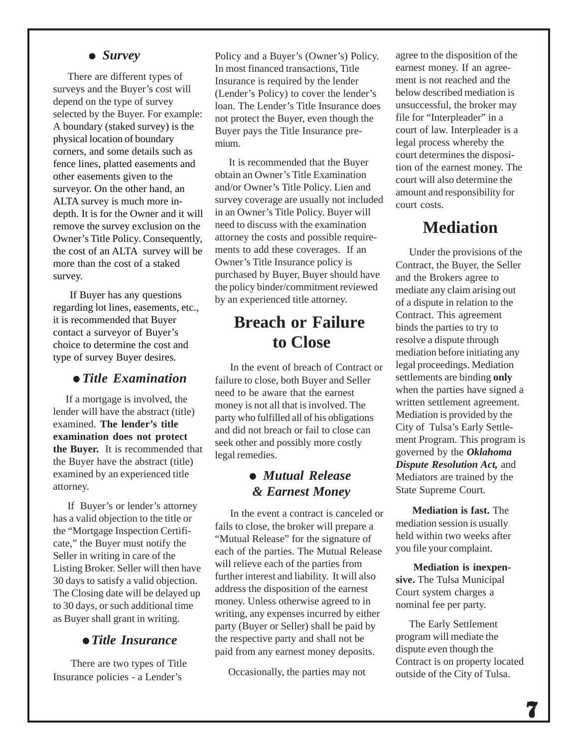### • *Survey*

There are different types of surveys and the Buyer's cost will depend on the type of survey selected by the Buyer. For example: A boundary (staked survey) is the physical location of boundary corners, and some details such as fence lines, platted easements and other easements given to the surveyor. On the other hand, an ALTA survey is much more in-depth. It is for the Owner and it will remove the survey exclusion on the Owner's Title Policy. Consequently, the cost of an ALTA survey will be more than the cost of a staked survey.

If Buyer has any questions regarding lot lines, easements, etc., it is recommended that Buyer contact a surveyor of Buyer's choice to determine the cost and type of survey Buyer desires.

### • *Title Examination*

If a mortgage is involved, the lender will have the abstract (title) examined. **The lender's title examination does not protect the Buyer.** It is recommended that the Buyer have the abstract (title) examined by an experienced title attorney.

If Buyer's or lender's attorney has a valid objection to the title or the "Mortgage Inspection Certificate," the Buyer must notify the Seller in writing in care of the Listing Broker. Seller will then have 30 days to satisfy a valid objection. The Closing date will be delayed up to 30 days, or such additional time as Buyer shall grant in writing.

### • *Title Insurance*

There are two types of Title Insurance policies - a Lender's Policy and a Buyer's (Owner's) Policy. In most financed transactions, Title Insurance is required by the lender (Lender's Policy) to cover the lender's loan. The Lender's Title Insurance does not protect the Buyer, even though the Buyer pays the Title Insurance premium.

It is recommended that the Buyer obtain an Owner's Title Examination and/or Owner's Title Policy. Lien and survey coverage are usually not included in an Owner's Title Policy. Buyer will need to discuss with the examination attorney the costs and possible requirements to add these coverages. If an Owner's Title Insurance policy is purchased by Buyer, Buyer should have the policy binder/commitment reviewed by an experienced title attorney.

## Breach or Failure to Close

In the event of breach of Contract or failure to close, both Buyer and Seller need to be aware that the earnest money is not all that is involved. The party who fulfilled all of his obligations and did not breach or fail to close can seek other and possibly more costly legal remedies.

### • *Mutual Release & Earnest Money*

In the event a contract is canceled or fails to close, the broker will prepare a "Mutual Release" for the signature of each of the parties. The Mutual Release will relieve each of the parties from further interest and liability. It will also address the disposition of the earnest money. Unless otherwise agreed to in writing, any expenses incurred by either party (Buyer or Seller) shall be paid by the respective party and shall not be paid from any earnest money deposits.

Occasionally, the parties may not agree to the disposition of the earnest money. If an agreement is not reached and the below described mediation is unsuccessful, the broker may file for "Interpleader" in a court of law. Interpleader is a legal process whereby the court determines the disposition of the earnest money. The court will also determine the amount and responsibility for court costs.

## Mediation

Under the provisions of the Contract, the Buyer, the Seller and the Brokers agree to mediate any claim arising out of a dispute in relation to the Contract. This agreement binds the parties to try to resolve a dispute through mediation before initiating any legal proceedings. Mediation settlements are binding **only** when the parties have signed a written settlement agreement. Mediation is provided by the City of Tulsa's Early Settlement Program. This program is governed by the ***Oklahoma Dispute Resolution Act,*** and Mediators are trained by the State Supreme Court.

**Mediation is fast.** The mediation session is usually held within two weeks after you file your complaint.

**Mediation is inexpensive.** The Tulsa Municipal Court system charges a nominal fee per party.

The Early Settlement program will mediate the dispute even though the Contract is on property located outside of the City of Tulsa.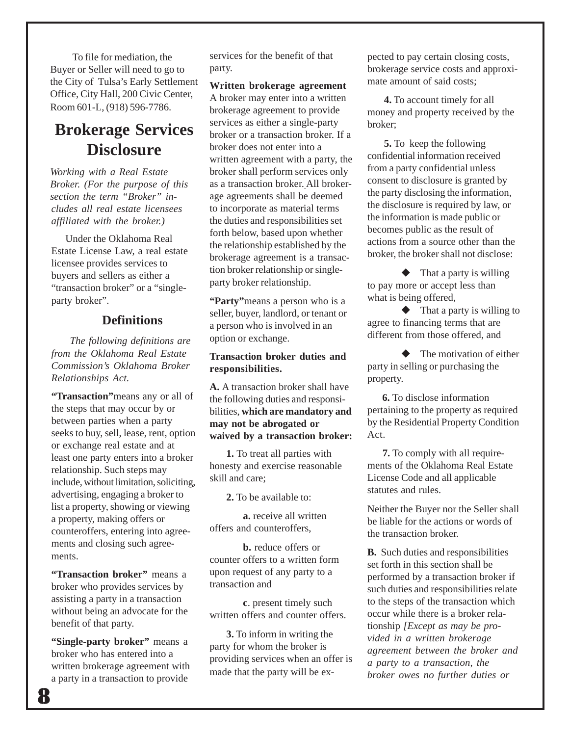To file for mediation, the Buyer or Seller will need to go to the City of Tulsa's Early Settlement Office, City Hall, 200 Civic Center, Room 601-L, (918) 596-7786.

# Brokerage Services Disclosure

*Working with a Real Estate Broker. (For the purpose of this section the term "Broker" includes all real estate licensees affiliated with the broker.)*

Under the Oklahoma Real Estate License Law, a real estate licensee provides services to buyers and sellers as either a "transaction broker" or a "single-party broker".

## Definitions

*The following definitions are from the Oklahoma Real Estate Commission's Oklahoma Broker Relationships Act.*

**"Transaction"** means any or all of the steps that may occur by or between parties when a party seeks to buy, sell, lease, rent, option or exchange real estate and at least one party enters into a broker relationship. Such steps may include, without limitation, soliciting, advertising, engaging a broker to list a property, showing or viewing a property, making offers or counteroffers, entering into agreements and closing such agreements.

**"Transaction broker"** means a broker who provides services by assisting a party in a transaction without being an advocate for the benefit of that party.

**"Single-party broker"** means a broker who has entered into a written brokerage agreement with a party in a transaction to provide services for the benefit of that party.

**Written brokerage agreement**
A broker may enter into a written brokerage agreement to provide services as either a single-party broker or a transaction broker. If a broker does not enter into a written agreement with a party, the broker shall perform services only as a transaction broker. All brokerage agreements shall be deemed to incorporate as material terms the duties and responsibilities set forth below, based upon whether the relationship established by the brokerage agreement is a transaction broker relationship or single-party broker relationship.

**"Party"** means a person who is a seller, buyer, landlord, or tenant or a person who is involved in an option or exchange.

**Transaction broker duties and responsibilities.**

**A.** A transaction broker shall have the following duties and responsibilities, **which are mandatory and may not be abrogated or waived by a transaction broker:**

**1.** To treat all parties with honesty and exercise reasonable skill and care;

**2.** To be available to:

**a.** receive all written offers and counteroffers,

**b.** reduce offers or counter offers to a written form upon request of any party to a transaction and

**c**. present timely such written offers and counter offers.

**3.** To inform in writing the party for whom the broker is providing services when an offer is made that the party will be expected to pay certain closing costs, brokerage service costs and approximate amount of said costs;

**4.** To account timely for all money and property received by the broker;

**5.** To keep the following confidential information received from a party confidential unless consent to disclosure is granted by the party disclosing the information, the disclosure is required by law, or the information is made public or becomes public as the result of actions from a source other than the broker, the broker shall not disclose:

- That a party is willing to pay more or accept less than what is being offered,
- That a party is willing to agree to financing terms that are different from those offered, and
- The motivation of either party in selling or purchasing the property.

**6.** To disclose information pertaining to the property as required by the Residential Property Condition Act.

**7.** To comply with all requirements of the Oklahoma Real Estate License Code and all applicable statutes and rules.

Neither the Buyer nor the Seller shall be liable for the actions or words of the transaction broker.

**B.** Such duties and responsibilities set forth in this section shall be performed by a transaction broker if such duties and responsibilities relate to the steps of the transaction which occur while there is a broker relationship *[Except as may be provided in a written brokerage agreement between the broker and a party to a transaction, the broker owes no further duties or*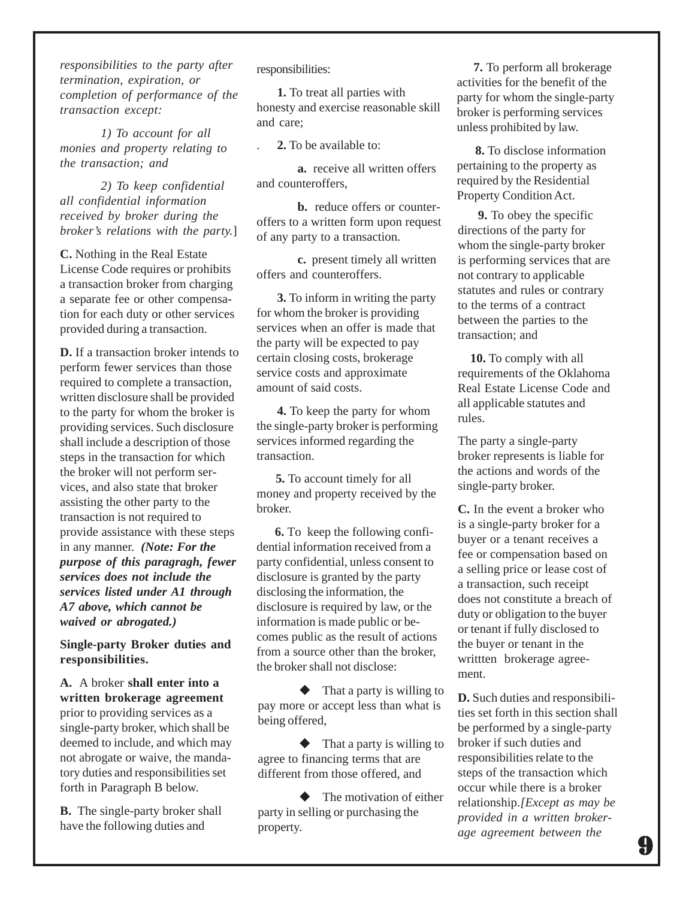*responsibilities to the party after termination, expiration, or completion of performance of the transaction except:*

*1) To account for all monies and property relating to the transaction; and*

*2) To keep confidential all confidential information received by broker during the broker's relations with the party.*]

**C.** Nothing in the Real Estate License Code requires or prohibits a transaction broker from charging a separate fee or other compensation for each duty or other services provided during a transaction.

**D.** If a transaction broker intends to perform fewer services than those required to complete a transaction, written disclosure shall be provided to the party for whom the broker is providing services. Such disclosure shall include a description of those steps in the transaction for which the broker will not perform services, and also state that broker assisting the other party to the transaction is not required to provide assistance with these steps in any manner. ***(Note: For the purpose of this paragragh, fewer services does not include the services listed under A1 through A7 above, which cannot be waived or abrogated.)***

**Single-party Broker duties and responsibilities.**

**A.** A broker **shall enter into a written brokerage agreement** prior to providing services as a single-party broker, which shall be deemed to include, and which may not abrogate or waive, the mandatory duties and responsibilities set forth in Paragraph B below.

**B.** The single-party broker shall have the following duties and responsibilities:

**1.** To treat all parties with honesty and exercise reasonable skill and care;

**2.** To be available to:

**a.** receive all written offers and counteroffers,

**b.** reduce offers or counteroffers to a written form upon request of any party to a transaction.

**c.** present timely all written offers and counteroffers.

**3.** To inform in writing the party for whom the broker is providing services when an offer is made that the party will be expected to pay certain closing costs, brokerage service costs and approximate amount of said costs.

**4.** To keep the party for whom the single-party broker is performing services informed regarding the transaction.

**5.** To account timely for all money and property received by the broker.

**6.** To keep the following confidential information received from a party confidential, unless consent to disclosure is granted by the party disclosing the information, the disclosure is required by law, or the information is made public or becomes public as the result of actions from a source other than the broker, the broker shall not disclose:

- That a party is willing to pay more or accept less than what is being offered,
- That a party is willing to agree to financing terms that are different from those offered, and
- The motivation of either party in selling or purchasing the property.

**7.** To perform all brokerage activities for the benefit of the party for whom the single-party broker is performing services unless prohibited by law.

**8.** To disclose information pertaining to the property as required by the Residential Property Condition Act.

**9.** To obey the specific directions of the party for whom the single-party broker is performing services that are not contrary to applicable statutes and rules or contrary to the terms of a contract between the parties to the transaction; and

**10.** To comply with all requirements of the Oklahoma Real Estate License Code and all applicable statutes and rules.

The party a single-party broker represents is liable for the actions and words of the single-party broker.

**C.** In the event a broker who is a single-party broker for a buyer or a tenant receives a fee or compensation based on a selling price or lease cost of a transaction, such receipt does not constitute a breach of duty or obligation to the buyer or tenant if fully disclosed to the buyer or tenant in the writtten brokerage agreement.

**D.** Such duties and responsibilities set forth in this section shall be performed by a single-party broker if such duties and responsibilities relate to the steps of the transaction which occur while there is a broker relationship.*[Except as may be provided in a written brokerage agreement between the*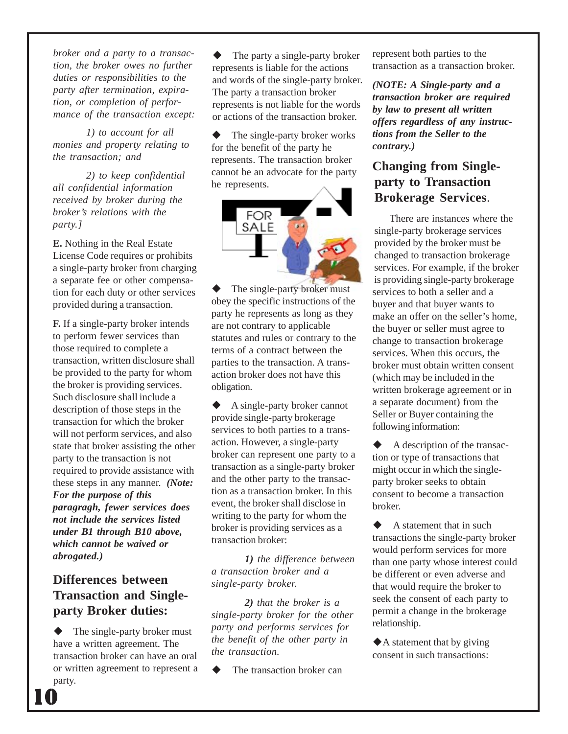*broker and a party to a transaction, the broker owes no further duties or responsibilities to the party after termination, expiration, or completion of performance of the transaction except:*

*1) to account for all monies and property relating to the transaction; and*

*2) to keep confidential all confidential information received by broker during the broker's relations with the party.]*

**E.** Nothing in the Real Estate License Code requires or prohibits a single-party broker from charging a separate fee or other compensation for each duty or other services provided during a transaction.

**F.** If a single-party broker intends to perform fewer services than those required to complete a transaction, written disclosure shall be provided to the party for whom the broker is providing services. Such disclosure shall include a description of those steps in the transaction for which the broker will not perform services, and also state that broker assisting the other party to the transaction is not required to provide assistance with these steps in any manner. ***(Note: For the purpose of this paragragh, fewer services does not include the services listed under B1 through B10 above, which cannot be waived or abrogated.)***

## Differences between Transaction and Single-party Broker duties:

- The single-party broker must have a written agreement. The transaction broker can have an oral or written agreement to represent a party.
- The party a single-party broker represents is liable for the actions and words of the single-party broker. The party a transaction broker represents is not liable for the words or actions of the transaction broker.
- The single-party broker works for the benefit of the party he represents. The transaction broker cannot be an advocate for the party he represents.
- The single-party broker must obey the specific instructions of the party he represents as long as they are not contrary to applicable statutes and rules or contrary to the terms of a contract between the parties to the transaction. A transaction broker does not have this obligation.
- A single-party broker cannot provide single-party brokerage services to both parties to a transaction. However, a single-party broker can represent one party to a transaction as a single-party broker and the other party to the transaction as a transaction broker. In this event, the broker shall disclose in writing to the party for whom the broker is providing services as a transaction broker:

  ***1)*** *the difference between a transaction broker and a single-party broker.*

  ***2)*** *that the broker is a single-party broker for the other party and performs services for the benefit of the other party in the transaction.*

- The transaction broker can represent both parties to the transaction as a transaction broker.

***(NOTE: A Single-party and a transaction broker are required by law to present all written offers regardless of any instructions from the Seller to the contrary.)***

## Changing from Single-party to Transaction Brokerage Services.

There are instances where the single-party brokerage services provided by the broker must be changed to transaction brokerage services. For example, if the broker is providing single-party brokerage services to both a seller and a buyer and that buyer wants to make an offer on the seller's home, the buyer or seller must agree to change to transaction brokerage services. When this occurs, the broker must obtain written consent (which may be included in the written brokerage agreement or in a separate document) from the Seller or Buyer containing the following information:

- A description of the transaction or type of transactions that might occur in which the single-party broker seeks to obtain consent to become a transaction broker.
- A statement that in such transactions the single-party broker would perform services for more than one party whose interest could be different or even adverse and that would require the broker to seek the consent of each party to permit a change in the brokerage relationship.
- A statement that by giving consent in such transactions: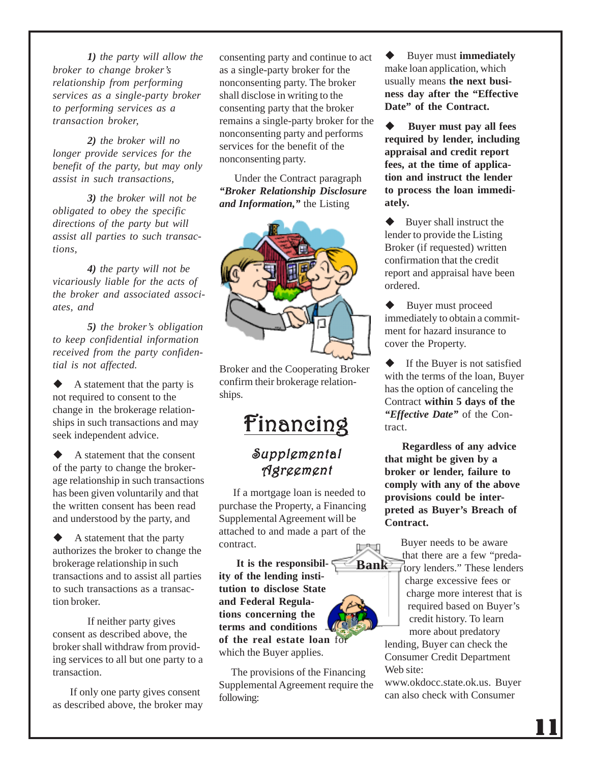*1) the party will allow the broker to change broker's relationship from performing services as a single-party broker to performing services as a transaction broker,*

*2) the broker will no longer provide services for the benefit of the party, but may only assist in such transactions,*

*3) the broker will not be obligated to obey the specific directions of the party but will assist all parties to such transactions,*

*4) the party will not be vicariously liable for the acts of the broker and associated associates, and*

*5) the broker's obligation to keep confidential information received from the party confidential is not affected.*

- A statement that the party is not required to consent to the change in the brokerage relationships in such transactions and may seek independent advice.

- A statement that the consent of the party to change the brokerage relationship in such transactions has been given voluntarily and that the written consent has been read and understood by the party, and

- A statement that the party authorizes the broker to change the brokerage relationship in such transactions and to assist all parties to such transactions as a transaction broker.

If neither party gives consent as described above, the broker shall withdraw from providing services to all but one party to a transaction.

If only one party gives consent as described above, the broker may consenting party and continue to act as a single-party broker for the nonconsenting party. The broker shall disclose in writing to the consenting party that the broker remains a single-party broker for the nonconsenting party and performs services for the benefit of the nonconsenting party.

Under the Contract paragraph ***"Broker Relationship Disclosure and Information,"*** the Listing Broker and the Cooperating Broker confirm their brokerage relationships.

# Financing

## Supplemental Agreement

If a mortgage loan is needed to purchase the Property, a Financing Supplemental Agreement will be attached to and made a part of the contract.

**It is the responsibility of the lending institution to disclose State and Federal Regulations concerning the terms and conditions of the real estate loan** for which the Buyer applies.

The provisions of the Financing Supplemental Agreement require the following:

- Buyer must **immediately** make loan application, which usually means **the next business day after the "Effective Date" of the Contract.**

- **Buyer must pay all fees required by lender, including appraisal and credit report fees, at the time of application and instruct the lender to process the loan immediately.**

- Buyer shall instruct the lender to provide the Listing Broker (if requested) written confirmation that the credit report and appraisal have been ordered.

- Buyer must proceed immediately to obtain a commitment for hazard insurance to cover the Property.

- If the Buyer is not satisfied with the terms of the loan, Buyer has the option of canceling the Contract **within 5 days of the *"Effective Date"*** of the Contract.

**Regardless of any advice that might be given by a broker or lender, failure to comply with any of the above provisions could be interpreted as Buyer's Breach of Contract.**

Buyer needs to be aware that there are a few "predatory lenders." These lenders charge excessive fees or charge more interest that is required based on Buyer's credit history. To learn more about predatory lending, Buyer can check the Consumer Credit Department Web site: www.okdocc.state.ok.us. Buyer can also check with Consumer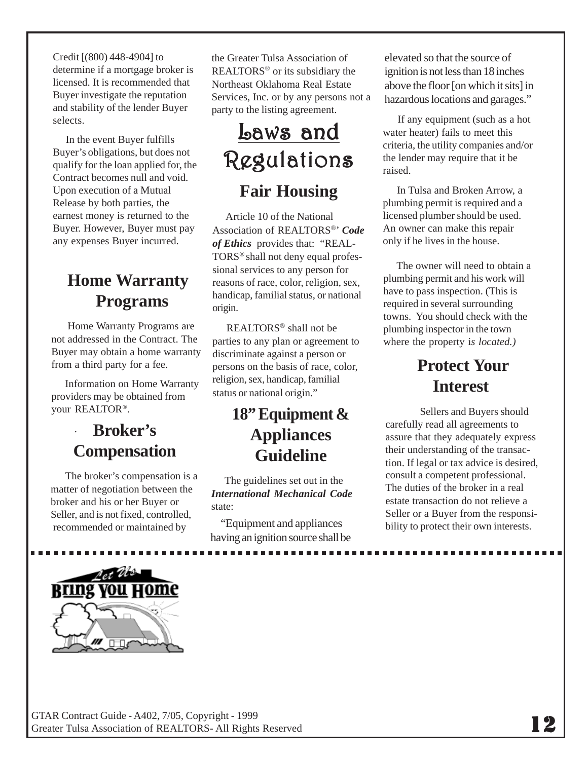Credit [(800) 448-4904] to determine if a mortgage broker is licensed. It is recommended that Buyer investigate the reputation and stability of the lender Buyer selects.

In the event Buyer fulfills Buyer's obligations, but does not qualify for the loan applied for, the Contract becomes null and void. Upon execution of a Mutual Release by both parties, the earnest money is returned to the Buyer. However, Buyer must pay any expenses Buyer incurred.

## Home Warranty Programs

Home Warranty Programs are not addressed in the Contract. The Buyer may obtain a home warranty from a third party for a fee.

Information on Home Warranty providers may be obtained from your REALTOR®.

## Broker's Compensation

The broker's compensation is a matter of negotiation between the broker and his or her Buyer or Seller, and is not fixed, controlled, recommended or maintained by the Greater Tulsa Association of REALTORS® or its subsidiary the Northeast Oklahoma Real Estate Services, Inc. or by any persons not a party to the listing agreement.

# Laws and Regulations

## Fair Housing

Article 10 of the National Association of REALTORS®' ***Code of Ethics*** provides that: "REALTORS® shall not deny equal professional services to any person for reasons of race, color, religion, sex, handicap, familial status, or national origin.

REALTORS® shall not be parties to any plan or agreement to discriminate against a person or persons on the basis of race, color, religion, sex, handicap, familial status or national origin."

## 18" Equipment & Appliances Guideline

The guidelines set out in the ***International Mechanical Code*** state:

"Equipment and appliances having an ignition source shall be elevated so that the source of ignition is not less than 18 inches above the floor [on which it sits] in hazardous locations and garages."

If any equipment (such as a hot water heater) fails to meet this criteria, the utility companies and/or the lender may require that it be raised.

In Tulsa and Broken Arrow, a plumbing permit is required and a licensed plumber should be used. An owner can make this repair only if he lives in the house.

The owner will need to obtain a plumbing permit and his work will have to pass inspection. (This is required in several surrounding towns. You should check with the plumbing inspector in the town where the property is *located.)*

## Protect Your Interest

Sellers and Buyers should carefully read all agreements to assure that they adequately express their understanding of the transaction. If legal or tax advice is desired, consult a competent professional. The duties of the broker in a real estate transaction do not relieve a Seller or a Buyer from the responsibility to protect their own interests.

Let Us Bring You Home

GTAR Contract Guide - A402, 7/05, Copyright - 1999
Greater Tulsa Association of REALTORS- All Rights Reserved